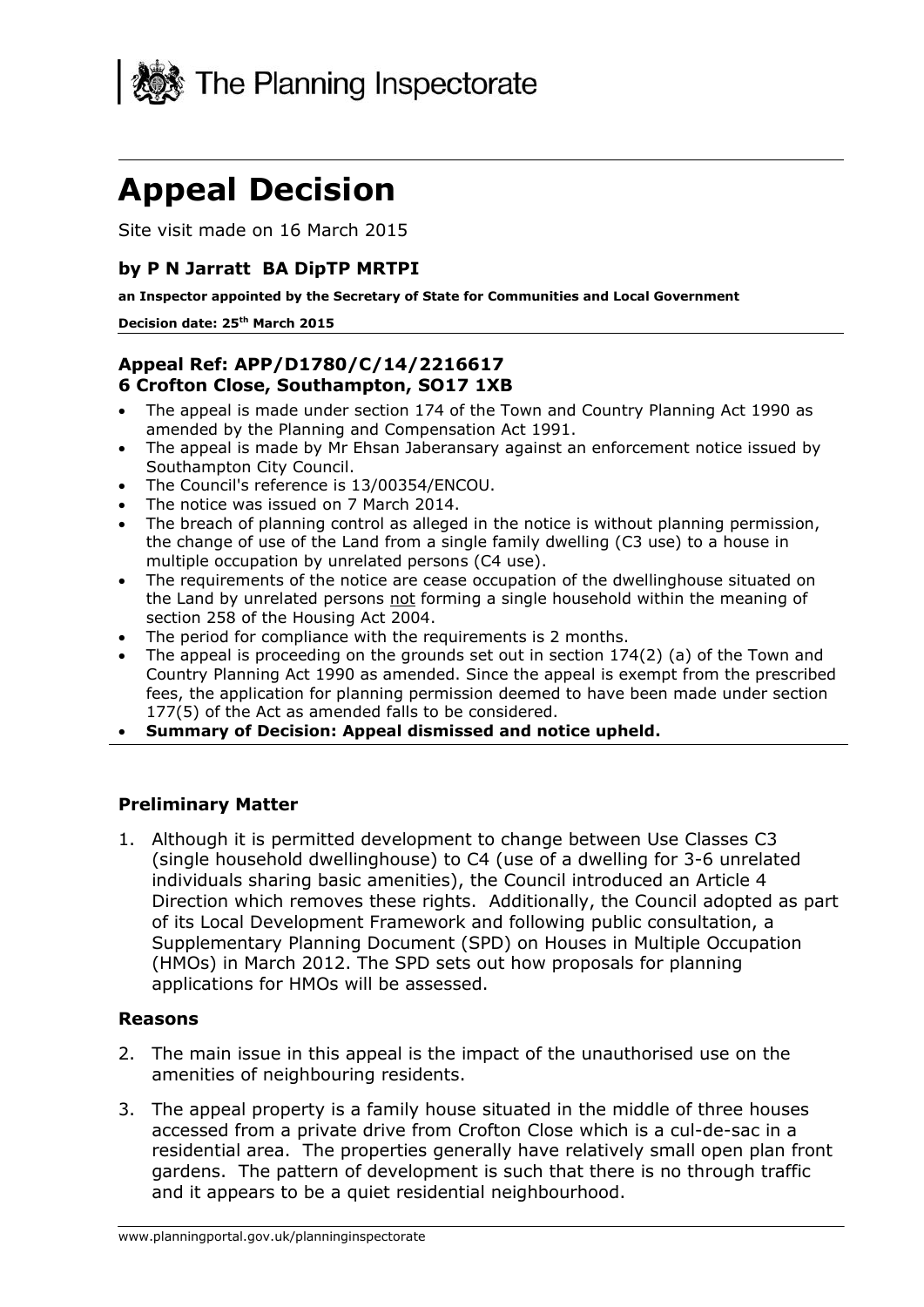The Planning Inspectorate

# Appeal Decision

Site visit made on 16 March 2015

### by P N Jarratt BA DipTP MRTPI

**an Inspector appointed by the Secretary of State for Communities and Local Government**

**Decision date: 25th March 2015**

### Appeal Ref: APP/D1780/C/14/2216617
### 6 Crofton Close, Southampton, SO17 1XB

- The appeal is made under section 174 of the Town and Country Planning Act 1990 as amended by the Planning and Compensation Act 1991.
- The appeal is made by Mr Ehsan Jaberansary against an enforcement notice issued by Southampton City Council.
- The Council's reference is 13/00354/ENCOU.
- The notice was issued on 7 March 2014.
- The breach of planning control as alleged in the notice is without planning permission, the change of use of the Land from a single family dwelling (C3 use) to a house in multiple occupation by unrelated persons (C4 use).
- The requirements of the notice are cease occupation of the dwellinghouse situated on the Land by unrelated persons not forming a single household within the meaning of section 258 of the Housing Act 2004.
- The period for compliance with the requirements is 2 months.
- The appeal is proceeding on the grounds set out in section 174(2) (a) of the Town and Country Planning Act 1990 as amended. Since the appeal is exempt from the prescribed fees, the application for planning permission deemed to have been made under section 177(5) of the Act as amended falls to be considered.
- **Summary of Decision: Appeal dismissed and notice upheld.**

### Preliminary Matter

1. Although it is permitted development to change between Use Classes C3 (single household dwellinghouse) to C4 (use of a dwelling for 3-6 unrelated individuals sharing basic amenities), the Council introduced an Article 4 Direction which removes these rights. Additionally, the Council adopted as part of its Local Development Framework and following public consultation, a Supplementary Planning Document (SPD) on Houses in Multiple Occupation (HMOs) in March 2012. The SPD sets out how proposals for planning applications for HMOs will be assessed.

### Reasons

2. The main issue in this appeal is the impact of the unauthorised use on the amenities of neighbouring residents.

3. The appeal property is a family house situated in the middle of three houses accessed from a private drive from Crofton Close which is a cul-de-sac in a residential area. The properties generally have relatively small open plan front gardens. The pattern of development is such that there is no through traffic and it appears to be a quiet residential neighbourhood.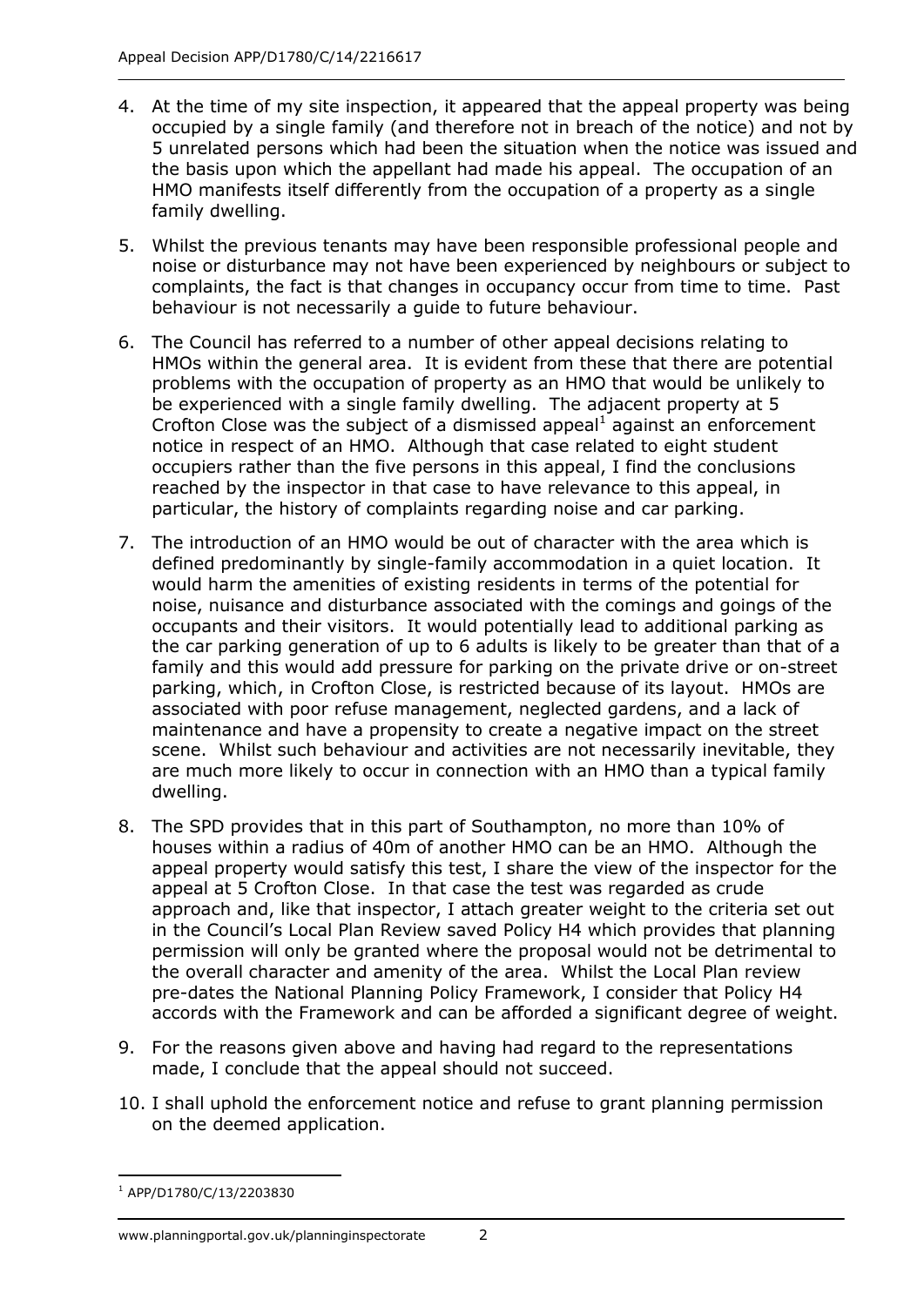4. At the time of my site inspection, it appeared that the appeal property was being occupied by a single family (and therefore not in breach of the notice) and not by 5 unrelated persons which had been the situation when the notice was issued and the basis upon which the appellant had made his appeal. The occupation of an HMO manifests itself differently from the occupation of a property as a single family dwelling.

5. Whilst the previous tenants may have been responsible professional people and noise or disturbance may not have been experienced by neighbours or subject to complaints, the fact is that changes in occupancy occur from time to time. Past behaviour is not necessarily a guide to future behaviour.

6. The Council has referred to a number of other appeal decisions relating to HMOs within the general area. It is evident from these that there are potential problems with the occupation of property as an HMO that would be unlikely to be experienced with a single family dwelling. The adjacent property at 5 Crofton Close was the subject of a dismissed appeal[1] against an enforcement notice in respect of an HMO. Although that case related to eight student occupiers rather than the five persons in this appeal, I find the conclusions reached by the inspector in that case to have relevance to this appeal, in particular, the history of complaints regarding noise and car parking.

7. The introduction of an HMO would be out of character with the area which is defined predominantly by single-family accommodation in a quiet location. It would harm the amenities of existing residents in terms of the potential for noise, nuisance and disturbance associated with the comings and goings of the occupants and their visitors. It would potentially lead to additional parking as the car parking generation of up to 6 adults is likely to be greater than that of a family and this would add pressure for parking on the private drive or on-street parking, which, in Crofton Close, is restricted because of its layout. HMOs are associated with poor refuse management, neglected gardens, and a lack of maintenance and have a propensity to create a negative impact on the street scene. Whilst such behaviour and activities are not necessarily inevitable, they are much more likely to occur in connection with an HMO than a typical family dwelling.

8. The SPD provides that in this part of Southampton, no more than 10% of houses within a radius of 40m of another HMO can be an HMO. Although the appeal property would satisfy this test, I share the view of the inspector for the appeal at 5 Crofton Close. In that case the test was regarded as crude approach and, like that inspector, I attach greater weight to the criteria set out in the Council's Local Plan Review saved Policy H4 which provides that planning permission will only be granted where the proposal would not be detrimental to the overall character and amenity of the area. Whilst the Local Plan review pre-dates the National Planning Policy Framework, I consider that Policy H4 accords with the Framework and can be afforded a significant degree of weight.

9. For the reasons given above and having had regard to the representations made, I conclude that the appeal should not succeed.

10. I shall uphold the enforcement notice and refuse to grant planning permission on the deemed application.

---

[1] APP/D1780/C/13/2203830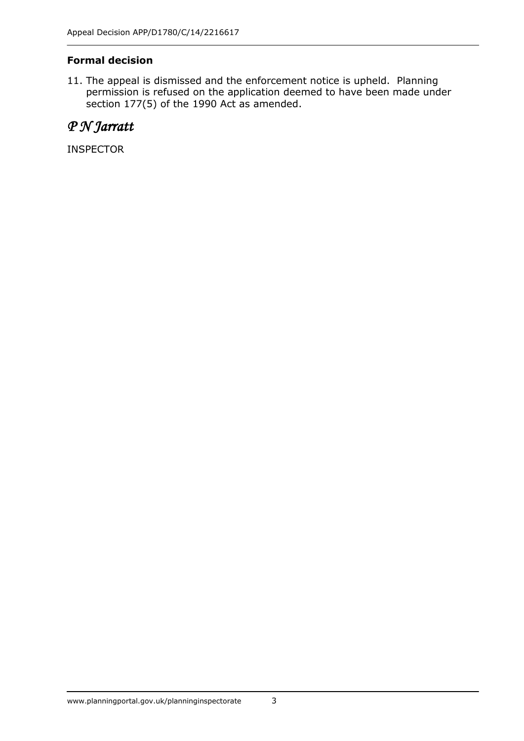### Formal decision

11. The appeal is dismissed and the enforcement notice is upheld. Planning permission is refused on the application deemed to have been made under section 177(5) of the 1990 Act as amended.

*P N Jarratt*

INSPECTOR